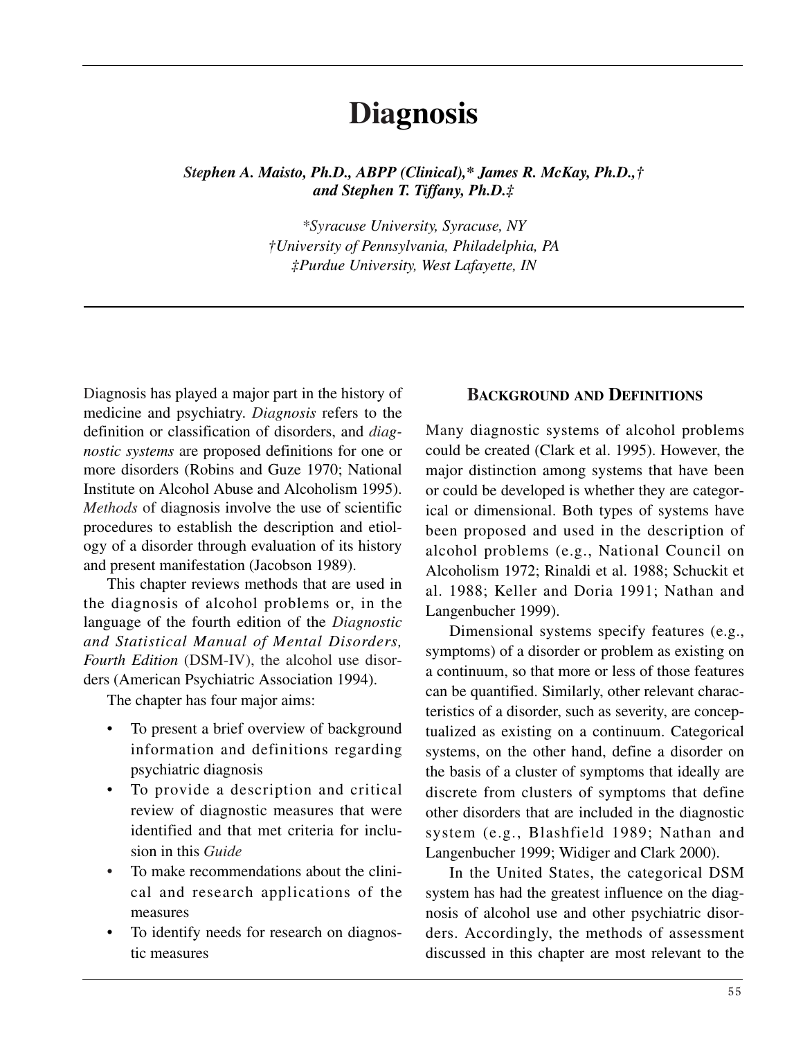# Diagnosis

***Stephen A. Maisto, Ph.D., ABPP (Clinical),\* James R. McKay, Ph.D.,† and Stephen T. Tiffany, Ph.D.‡***

*\*Syracuse University, Syracuse, NY*
*†University of Pennsylvania, Philadelphia, PA*
*‡Purdue University, West Lafayette, IN*

Diagnosis has played a major part in the history of medicine and psychiatry. *Diagnosis* refers to the definition or classification of disorders, and *diagnostic systems* are proposed definitions for one or more disorders (Robins and Guze 1970; National Institute on Alcohol Abuse and Alcoholism 1995). *Methods* of diagnosis involve the use of scientific procedures to establish the description and etiology of a disorder through evaluation of its history and present manifestation (Jacobson 1989).

This chapter reviews methods that are used in the diagnosis of alcohol problems or, in the language of the fourth edition of the *Diagnostic and Statistical Manual of Mental Disorders, Fourth Edition* (DSM-IV), the alcohol use disorders (American Psychiatric Association 1994).

The chapter has four major aims:

- To present a brief overview of background information and definitions regarding psychiatric diagnosis
- To provide a description and critical review of diagnostic measures that were identified and that met criteria for inclusion in this *Guide*
- To make recommendations about the clinical and research applications of the measures
- To identify needs for research on diagnostic measures

## Background and Definitions

Many diagnostic systems of alcohol problems could be created (Clark et al. 1995). However, the major distinction among systems that have been or could be developed is whether they are categorical or dimensional. Both types of systems have been proposed and used in the description of alcohol problems (e.g., National Council on Alcoholism 1972; Rinaldi et al. 1988; Schuckit et al. 1988; Keller and Doria 1991; Nathan and Langenbucher 1999).

Dimensional systems specify features (e.g., symptoms) of a disorder or problem as existing on a continuum, so that more or less of those features can be quantified. Similarly, other relevant characteristics of a disorder, such as severity, are conceptualized as existing on a continuum. Categorical systems, on the other hand, define a disorder on the basis of a cluster of symptoms that ideally are discrete from clusters of symptoms that define other disorders that are included in the diagnostic system (e.g., Blashfield 1989; Nathan and Langenbucher 1999; Widiger and Clark 2000).

In the United States, the categorical DSM system has had the greatest influence on the diagnosis of alcohol use and other psychiatric disorders. Accordingly, the methods of assessment discussed in this chapter are most relevant to the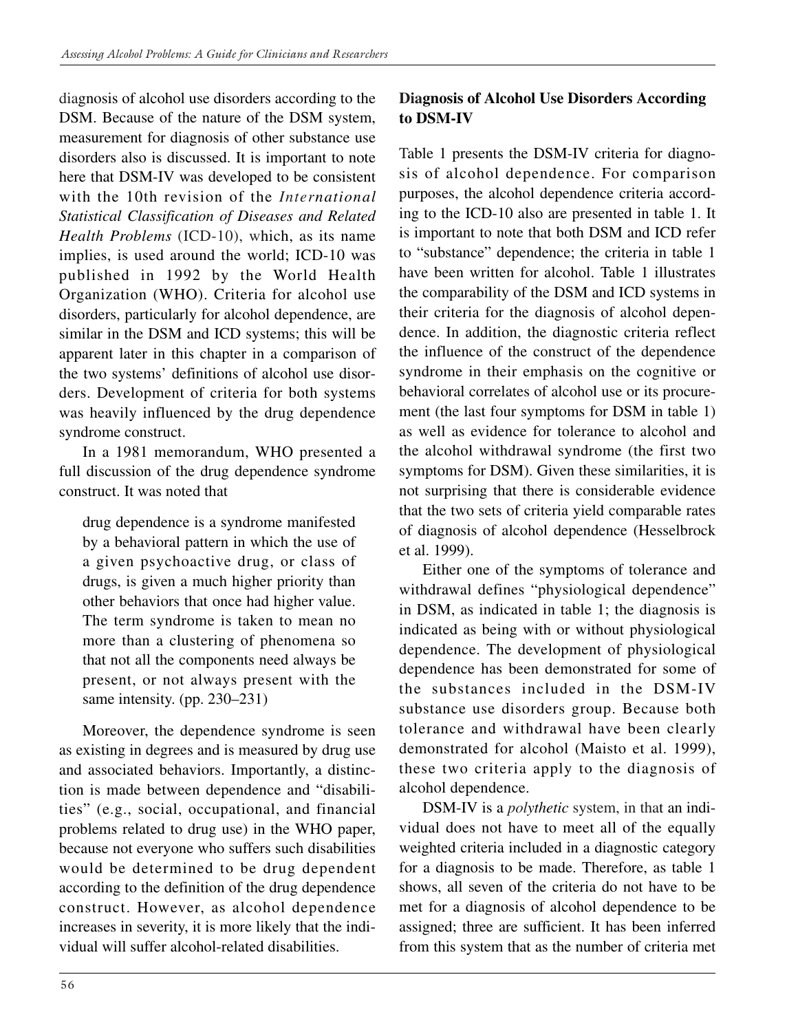diagnosis of alcohol use disorders according to the DSM. Because of the nature of the DSM system, measurement for diagnosis of other substance use disorders also is discussed. It is important to note here that DSM-IV was developed to be consistent with the 10th revision of the *International Statistical Classification of Diseases and Related Health Problems* (ICD-10), which, as its name implies, is used around the world; ICD-10 was published in 1992 by the World Health Organization (WHO). Criteria for alcohol use disorders, particularly for alcohol dependence, are similar in the DSM and ICD systems; this will be apparent later in this chapter in a comparison of the two systems' definitions of alcohol use disorders. Development of criteria for both systems was heavily influenced by the drug dependence syndrome construct.

In a 1981 memorandum, WHO presented a full discussion of the drug dependence syndrome construct. It was noted that

> drug dependence is a syndrome manifested by a behavioral pattern in which the use of a given psychoactive drug, or class of drugs, is given a much higher priority than other behaviors that once had higher value. The term syndrome is taken to mean no more than a clustering of phenomena so that not all the components need always be present, or not always present with the same intensity. (pp. 230–231)

Moreover, the dependence syndrome is seen as existing in degrees and is measured by drug use and associated behaviors. Importantly, a distinction is made between dependence and "disabilities" (e.g., social, occupational, and financial problems related to drug use) in the WHO paper, because not everyone who suffers such disabilities would be determined to be drug dependent according to the definition of the drug dependence construct. However, as alcohol dependence increases in severity, it is more likely that the individual will suffer alcohol-related disabilities.

## Diagnosis of Alcohol Use Disorders According to DSM-IV

Table 1 presents the DSM-IV criteria for diagnosis of alcohol dependence. For comparison purposes, the alcohol dependence criteria according to the ICD-10 also are presented in table 1. It is important to note that both DSM and ICD refer to "substance" dependence; the criteria in table 1 have been written for alcohol. Table 1 illustrates the comparability of the DSM and ICD systems in their criteria for the diagnosis of alcohol dependence. In addition, the diagnostic criteria reflect the influence of the construct of the dependence syndrome in their emphasis on the cognitive or behavioral correlates of alcohol use or its procurement (the last four symptoms for DSM in table 1) as well as evidence for tolerance to alcohol and the alcohol withdrawal syndrome (the first two symptoms for DSM). Given these similarities, it is not surprising that there is considerable evidence that the two sets of criteria yield comparable rates of diagnosis of alcohol dependence (Hesselbrock et al. 1999).

Either one of the symptoms of tolerance and withdrawal defines "physiological dependence" in DSM, as indicated in table 1; the diagnosis is indicated as being with or without physiological dependence. The development of physiological dependence has been demonstrated for some of the substances included in the DSM-IV substance use disorders group. Because both tolerance and withdrawal have been clearly demonstrated for alcohol (Maisto et al. 1999), these two criteria apply to the diagnosis of alcohol dependence.

DSM-IV is a *polythetic* system, in that an individual does not have to meet all of the equally weighted criteria included in a diagnostic category for a diagnosis to be made. Therefore, as table 1 shows, all seven of the criteria do not have to be met for a diagnosis of alcohol dependence to be assigned; three are sufficient. It has been inferred from this system that as the number of criteria met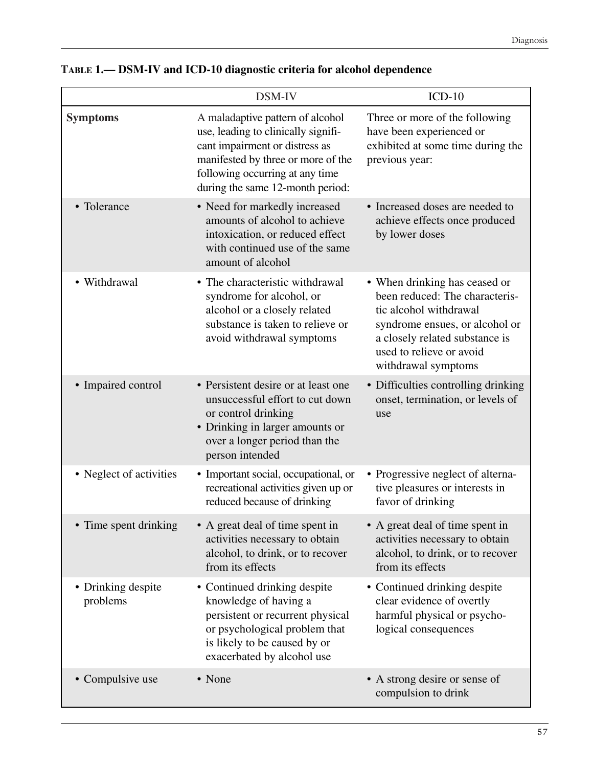**Table 1.— DSM-IV and ICD-10 diagnostic criteria for alcohol dependence**

| | DSM-IV | ICD-10 |
|---|---|---|
| **Symptoms** | A maladaptive pattern of alcohol use, leading to clinically significant impairment or distress as manifested by three or more of the following occurring at any time during the same 12-month period: | Three or more of the following have been experienced or exhibited at some time during the previous year: |
| • Tolerance | • Need for markedly increased amounts of alcohol to achieve intoxication, or reduced effect with continued use of the same amount of alcohol | • Increased doses are needed to achieve effects once produced by lower doses |
| • Withdrawal | • The characteristic withdrawal syndrome for alcohol, or alcohol or a closely related substance is taken to relieve or avoid withdrawal symptoms | • When drinking has ceased or been reduced: The characteristic alcohol withdrawal syndrome ensues, or alcohol or a closely related substance is used to relieve or avoid withdrawal symptoms |
| • Impaired control | • Persistent desire or at least one unsuccessful effort to cut down or control drinking<br>• Drinking in larger amounts or over a longer period than the person intended | • Difficulties controlling drinking onset, termination, or levels of use |
| • Neglect of activities | • Important social, occupational, or recreational activities given up or reduced because of drinking | • Progressive neglect of alternative pleasures or interests in favor of drinking |
| • Time spent drinking | • A great deal of time spent in activities necessary to obtain alcohol, to drink, or to recover from its effects | • A great deal of time spent in activities necessary to obtain alcohol, to drink, or to recover from its effects |
| • Drinking despite problems | • Continued drinking despite knowledge of having a persistent or recurrent physical or psychological problem that is likely to be caused by or exacerbated by alcohol use | • Continued drinking despite clear evidence of overtly harmful physical or psychological consequences |
| • Compulsive use | • None | • A strong desire or sense of compulsion to drink |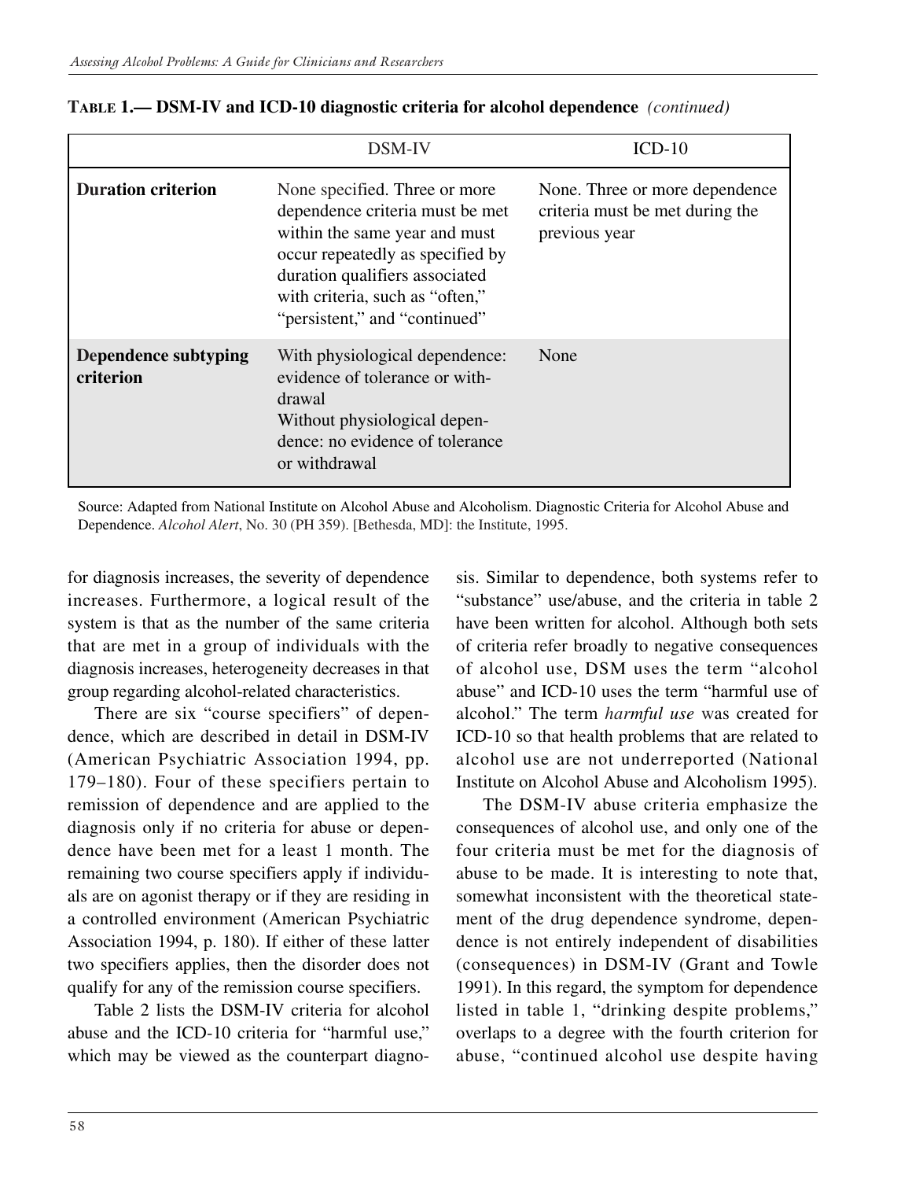**TABLE 1.— DSM-IV and ICD-10 diagnostic criteria for alcohol dependence** *(continued)*

| | DSM-IV | ICD-10 |
|---|---|---|
| **Duration criterion** | None specified. Three or more dependence criteria must be met within the same year and must occur repeatedly as specified by duration qualifiers associated with criteria, such as "often," "persistent," and "continued" | None. Three or more dependence criteria must be met during the previous year |
| **Dependence subtyping criterion** | With physiological dependence: evidence of tolerance or withdrawal<br>Without physiological dependence: no evidence of tolerance or withdrawal | None |

Source: Adapted from National Institute on Alcohol Abuse and Alcoholism. Diagnostic Criteria for Alcohol Abuse and Dependence. *Alcohol Alert*, No. 30 (PH 359). [Bethesda, MD]: the Institute, 1995.

for diagnosis increases, the severity of dependence increases. Furthermore, a logical result of the system is that as the number of the same criteria that are met in a group of individuals with the diagnosis increases, heterogeneity decreases in that group regarding alcohol-related characteristics.

There are six "course specifiers" of dependence, which are described in detail in DSM-IV (American Psychiatric Association 1994, pp. 179–180). Four of these specifiers pertain to remission of dependence and are applied to the diagnosis only if no criteria for abuse or dependence have been met for a least 1 month. The remaining two course specifiers apply if individuals are on agonist therapy or if they are residing in a controlled environment (American Psychiatric Association 1994, p. 180). If either of these latter two specifiers applies, then the disorder does not qualify for any of the remission course specifiers.

Table 2 lists the DSM-IV criteria for alcohol abuse and the ICD-10 criteria for "harmful use," which may be viewed as the counterpart diagnosis. Similar to dependence, both systems refer to "substance" use/abuse, and the criteria in table 2 have been written for alcohol. Although both sets of criteria refer broadly to negative consequences of alcohol use, DSM uses the term "alcohol abuse" and ICD-10 uses the term "harmful use of alcohol." The term *harmful use* was created for ICD-10 so that health problems that are related to alcohol use are not underreported (National Institute on Alcohol Abuse and Alcoholism 1995).

The DSM-IV abuse criteria emphasize the consequences of alcohol use, and only one of the four criteria must be met for the diagnosis of abuse to be made. It is interesting to note that, somewhat inconsistent with the theoretical statement of the drug dependence syndrome, dependence is not entirely independent of disabilities (consequences) in DSM-IV (Grant and Towle 1991). In this regard, the symptom for dependence listed in table 1, "drinking despite problems," overlaps to a degree with the fourth criterion for abuse, "continued alcohol use despite having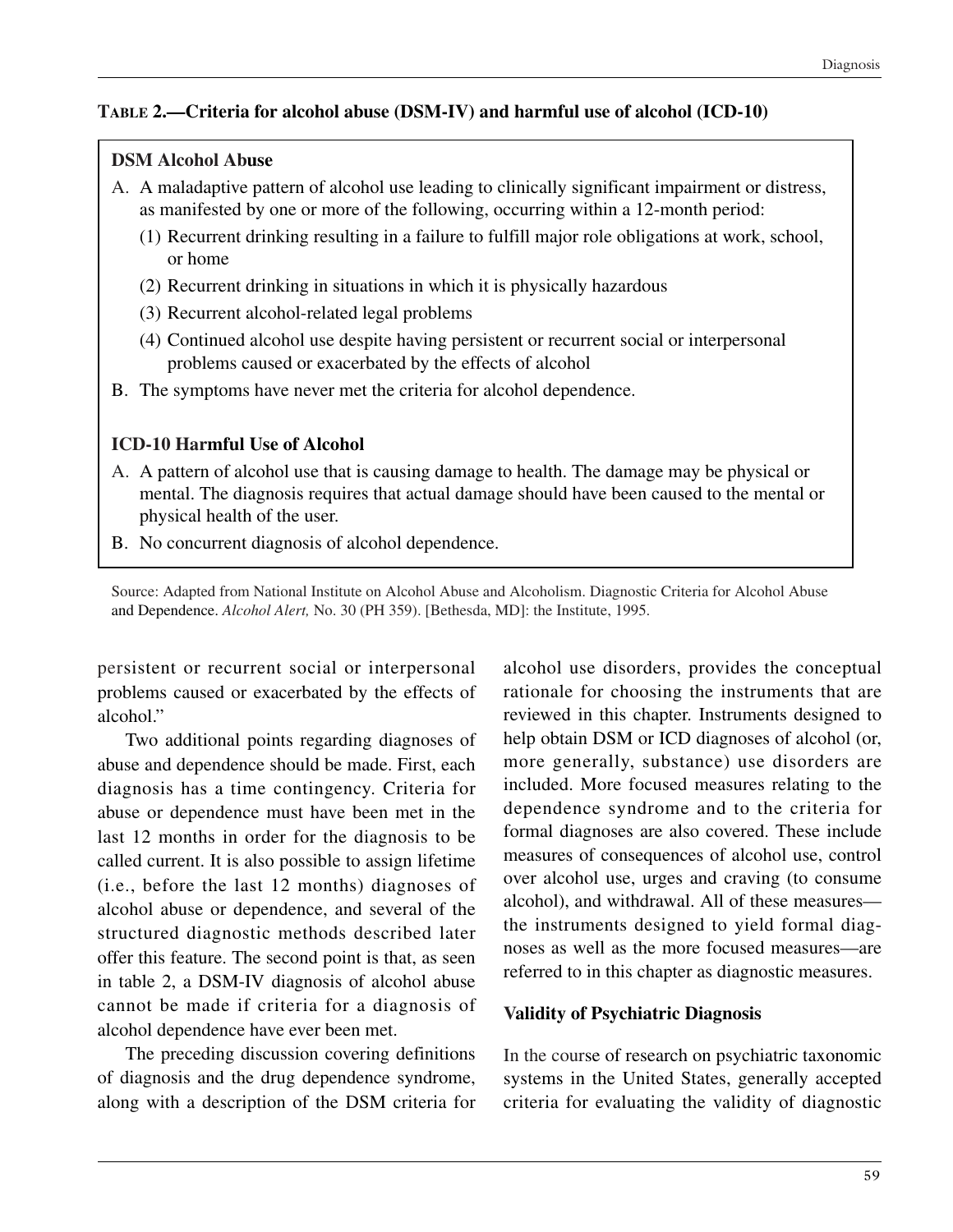**TABLE 2.—Criteria for alcohol abuse (DSM-IV) and harmful use of alcohol (ICD-10)**

**DSM Alcohol Abuse**

A. A maladaptive pattern of alcohol use leading to clinically significant impairment or distress, as manifested by one or more of the following, occurring within a 12-month period:

  (1) Recurrent drinking resulting in a failure to fulfill major role obligations at work, school, or home

  (2) Recurrent drinking in situations in which it is physically hazardous

  (3) Recurrent alcohol-related legal problems

  (4) Continued alcohol use despite having persistent or recurrent social or interpersonal problems caused or exacerbated by the effects of alcohol

B. The symptoms have never met the criteria for alcohol dependence.

**ICD-10 Harmful Use of Alcohol**

A. A pattern of alcohol use that is causing damage to health. The damage may be physical or mental. The diagnosis requires that actual damage should have been caused to the mental or physical health of the user.

B. No concurrent diagnosis of alcohol dependence.

Source: Adapted from National Institute on Alcohol Abuse and Alcoholism. Diagnostic Criteria for Alcohol Abuse and Dependence. *Alcohol Alert,* No. 30 (PH 359). [Bethesda, MD]: the Institute, 1995.

persistent or recurrent social or interpersonal problems caused or exacerbated by the effects of alcohol."

Two additional points regarding diagnoses of abuse and dependence should be made. First, each diagnosis has a time contingency. Criteria for abuse or dependence must have been met in the last 12 months in order for the diagnosis to be called current. It is also possible to assign lifetime (i.e., before the last 12 months) diagnoses of alcohol abuse or dependence, and several of the structured diagnostic methods described later offer this feature. The second point is that, as seen in table 2, a DSM-IV diagnosis of alcohol abuse cannot be made if criteria for a diagnosis of alcohol dependence have ever been met.

The preceding discussion covering definitions of diagnosis and the drug dependence syndrome, along with a description of the DSM criteria for alcohol use disorders, provides the conceptual rationale for choosing the instruments that are reviewed in this chapter. Instruments designed to help obtain DSM or ICD diagnoses of alcohol (or, more generally, substance) use disorders are included. More focused measures relating to the dependence syndrome and to the criteria for formal diagnoses are also covered. These include measures of consequences of alcohol use, control over alcohol use, urges and craving (to consume alcohol), and withdrawal. All of these measures—the instruments designed to yield formal diagnoses as well as the more focused measures—are referred to in this chapter as diagnostic measures.

### Validity of Psychiatric Diagnosis

In the course of research on psychiatric taxonomic systems in the United States, generally accepted criteria for evaluating the validity of diagnostic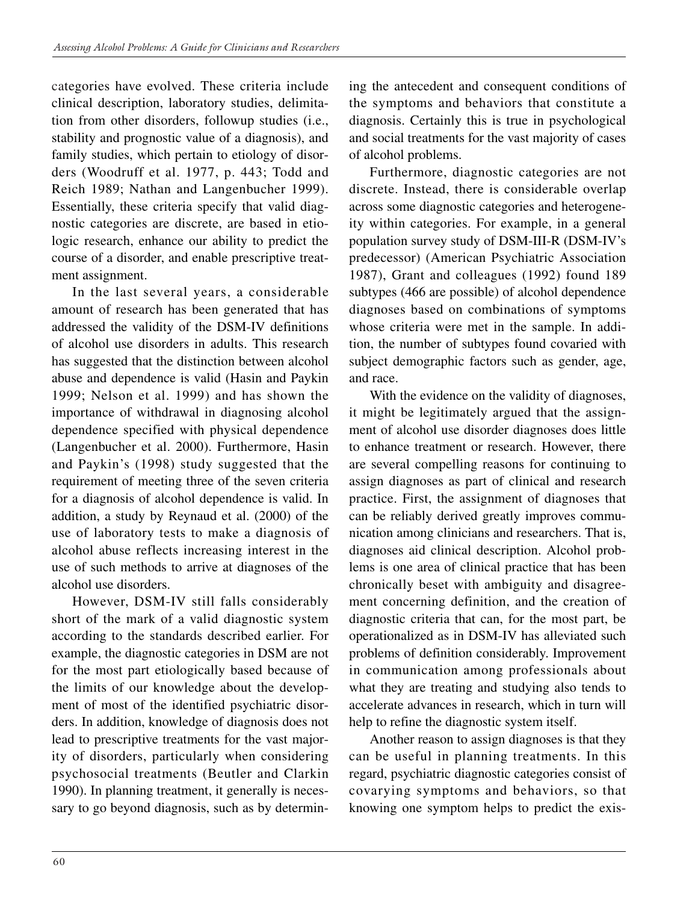categories have evolved. These criteria include clinical description, laboratory studies, delimitation from other disorders, followup studies (i.e., stability and prognostic value of a diagnosis), and family studies, which pertain to etiology of disorders (Woodruff et al. 1977, p. 443; Todd and Reich 1989; Nathan and Langenbucher 1999). Essentially, these criteria specify that valid diagnostic categories are discrete, are based in etiologic research, enhance our ability to predict the course of a disorder, and enable prescriptive treatment assignment.

In the last several years, a considerable amount of research has been generated that has addressed the validity of the DSM-IV definitions of alcohol use disorders in adults. This research has suggested that the distinction between alcohol abuse and dependence is valid (Hasin and Paykin 1999; Nelson et al. 1999) and has shown the importance of withdrawal in diagnosing alcohol dependence specified with physical dependence (Langenbucher et al. 2000). Furthermore, Hasin and Paykin's (1998) study suggested that the requirement of meeting three of the seven criteria for a diagnosis of alcohol dependence is valid. In addition, a study by Reynaud et al. (2000) of the use of laboratory tests to make a diagnosis of alcohol abuse reflects increasing interest in the use of such methods to arrive at diagnoses of the alcohol use disorders.

However, DSM-IV still falls considerably short of the mark of a valid diagnostic system according to the standards described earlier. For example, the diagnostic categories in DSM are not for the most part etiologically based because of the limits of our knowledge about the development of most of the identified psychiatric disorders. In addition, knowledge of diagnosis does not lead to prescriptive treatments for the vast majority of disorders, particularly when considering psychosocial treatments (Beutler and Clarkin 1990). In planning treatment, it generally is necessary to go beyond diagnosis, such as by determining the antecedent and consequent conditions of the symptoms and behaviors that constitute a diagnosis. Certainly this is true in psychological and social treatments for the vast majority of cases of alcohol problems.

Furthermore, diagnostic categories are not discrete. Instead, there is considerable overlap across some diagnostic categories and heterogeneity within categories. For example, in a general population survey study of DSM-III-R (DSM-IV's predecessor) (American Psychiatric Association 1987), Grant and colleagues (1992) found 189 subtypes (466 are possible) of alcohol dependence diagnoses based on combinations of symptoms whose criteria were met in the sample. In addition, the number of subtypes found covaried with subject demographic factors such as gender, age, and race.

With the evidence on the validity of diagnoses, it might be legitimately argued that the assignment of alcohol use disorder diagnoses does little to enhance treatment or research. However, there are several compelling reasons for continuing to assign diagnoses as part of clinical and research practice. First, the assignment of diagnoses that can be reliably derived greatly improves communication among clinicians and researchers. That is, diagnoses aid clinical description. Alcohol problems is one area of clinical practice that has been chronically beset with ambiguity and disagreement concerning definition, and the creation of diagnostic criteria that can, for the most part, be operationalized as in DSM-IV has alleviated such problems of definition considerably. Improvement in communication among professionals about what they are treating and studying also tends to accelerate advances in research, which in turn will help to refine the diagnostic system itself.

Another reason to assign diagnoses is that they can be useful in planning treatments. In this regard, psychiatric diagnostic categories consist of covarying symptoms and behaviors, so that knowing one symptom helps to predict the exis-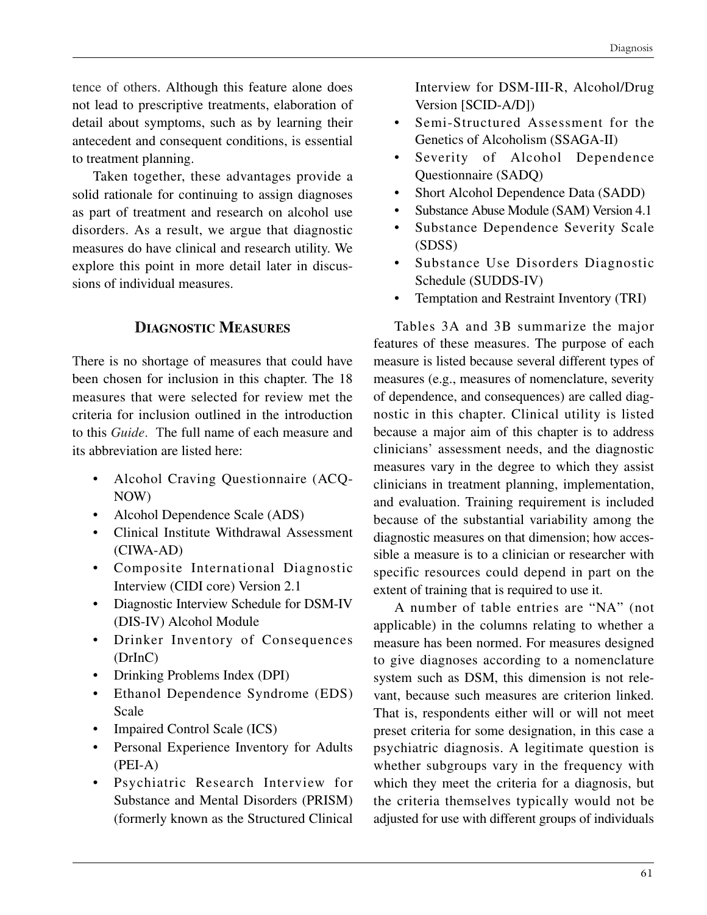tence of others. Although this feature alone does not lead to prescriptive treatments, elaboration of detail about symptoms, such as by learning their antecedent and consequent conditions, is essential to treatment planning.

Taken together, these advantages provide a solid rationale for continuing to assign diagnoses as part of treatment and research on alcohol use disorders. As a result, we argue that diagnostic measures do have clinical and research utility. We explore this point in more detail later in discussions of individual measures.

## Diagnostic Measures

There is no shortage of measures that could have been chosen for inclusion in this chapter. The 18 measures that were selected for review met the criteria for inclusion outlined in the introduction to this *Guide*. The full name of each measure and its abbreviation are listed here:

- Alcohol Craving Questionnaire (ACQ-NOW)
- Alcohol Dependence Scale (ADS)
- Clinical Institute Withdrawal Assessment (CIWA-AD)
- Composite International Diagnostic Interview (CIDI core) Version 2.1
- Diagnostic Interview Schedule for DSM-IV (DIS-IV) Alcohol Module
- Drinker Inventory of Consequences (DrInC)
- Drinking Problems Index (DPI)
- Ethanol Dependence Syndrome (EDS) Scale
- Impaired Control Scale (ICS)
- Personal Experience Inventory for Adults (PEI-A)
- Psychiatric Research Interview for Substance and Mental Disorders (PRISM) (formerly known as the Structured Clinical Interview for DSM-III-R, Alcohol/Drug Version [SCID-A/D])
- Semi-Structured Assessment for the Genetics of Alcoholism (SSAGA-II)
- Severity of Alcohol Dependence Questionnaire (SADQ)
- Short Alcohol Dependence Data (SADD)
- Substance Abuse Module (SAM) Version 4.1
- Substance Dependence Severity Scale (SDSS)
- Substance Use Disorders Diagnostic Schedule (SUDDS-IV)
- Temptation and Restraint Inventory (TRI)

Tables 3A and 3B summarize the major features of these measures. The purpose of each measure is listed because several different types of measures (e.g., measures of nomenclature, severity of dependence, and consequences) are called diagnostic in this chapter. Clinical utility is listed because a major aim of this chapter is to address clinicians' assessment needs, and the diagnostic measures vary in the degree to which they assist clinicians in treatment planning, implementation, and evaluation. Training requirement is included because of the substantial variability among the diagnostic measures on that dimension; how accessible a measure is to a clinician or researcher with specific resources could depend in part on the extent of training that is required to use it.

A number of table entries are "NA" (not applicable) in the columns relating to whether a measure has been normed. For measures designed to give diagnoses according to a nomenclature system such as DSM, this dimension is not relevant, because such measures are criterion linked. That is, respondents either will or will not meet preset criteria for some designation, in this case a psychiatric diagnosis. A legitimate question is whether subgroups vary in the frequency with which they meet the criteria for a diagnosis, but the criteria themselves typically would not be adjusted for use with different groups of individuals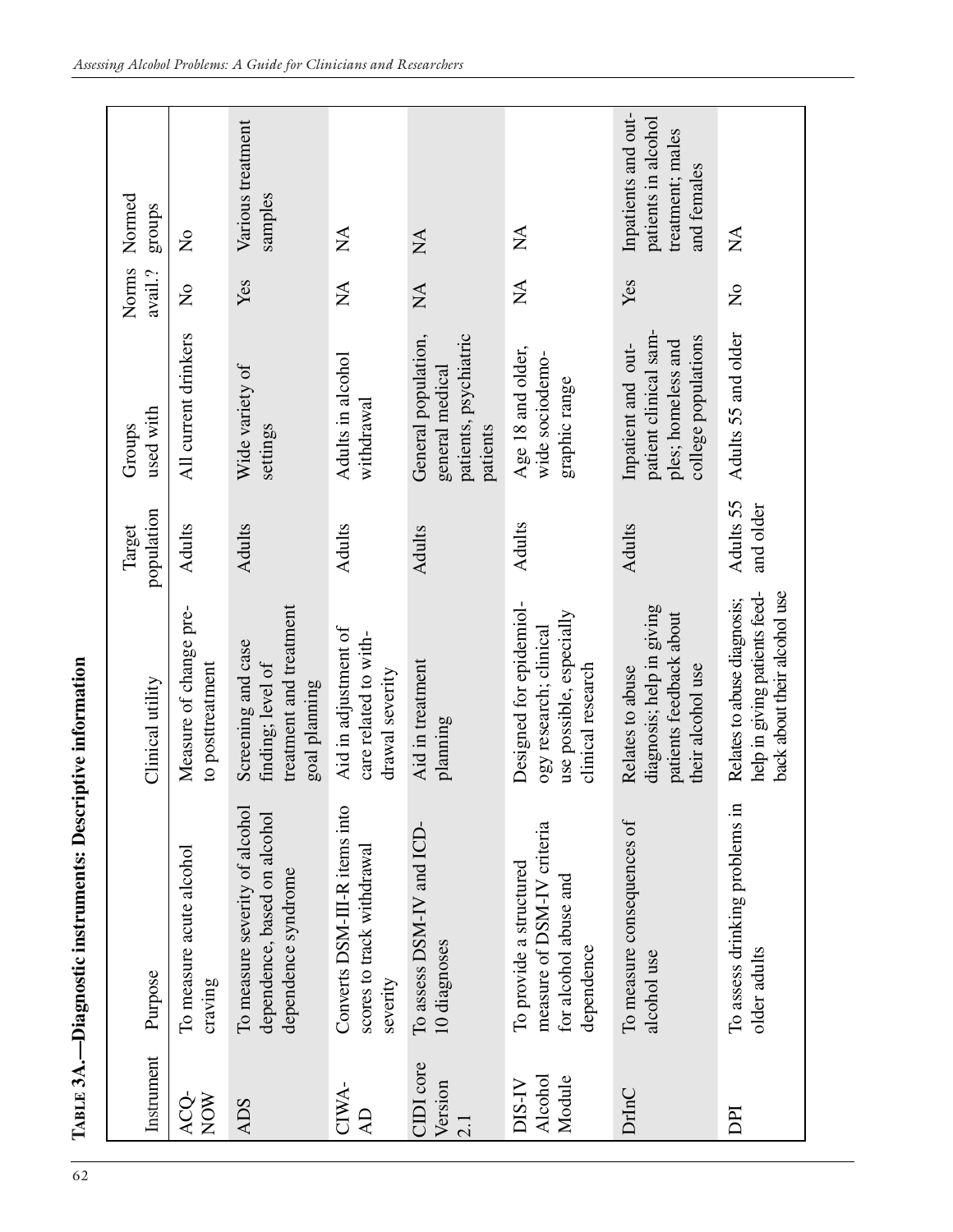**Table 3A.—Diagnostic instruments: Descriptive information**

| Instrument | Purpose | Clinical utility | Target population | Groups used with | Norms avail.? | Normed groups |
|---|---|---|---|---|---|---|
| ACQ-NOW | To measure acute alcohol craving | Measure of change pre- to posttreatment | Adults | All current drinkers | No | No |
| ADS | To measure severity of alcohol dependence, based on alcohol dependence syndrome | Screening and case finding; level of treatment and treatment goal planning | Adults | Wide variety of settings | Yes | Various treatment samples |
| CIWA-AD | Converts DSM-III-R items into scores to track withdrawal severity | Aid in adjustment of care related to withdrawal severity | Adults | Adults in alcohol withdrawal | NA | NA |
| CIDI core Version 2.1 | To assess DSM-IV and ICD-10 diagnoses | Aid in treatment planning | Adults | General population, general medical patients, psychiatric patients | NA | NA |
| DIS-IV Alcohol Module | To provide a structured measure of DSM-IV criteria for alcohol abuse and dependence | Designed for epidemiology research; clinical use possible, especially clinical research | Adults | Age 18 and older, wide sociodemographic range | NA | NA |
| DrInC | To measure consequences of alcohol use | Relates to abuse diagnosis; help in giving patients feedback about their alcohol use | Adults | Inpatient and outpatient clinical samples; homeless and college populations | Yes | Inpatients and outpatients in alcohol treatment; males and females |
| DPI | To assess drinking problems in older adults | Relates to abuse diagnosis; help in giving patients feedback about their alcohol use | Adults 55 and older | Adults 55 and older | No | NA |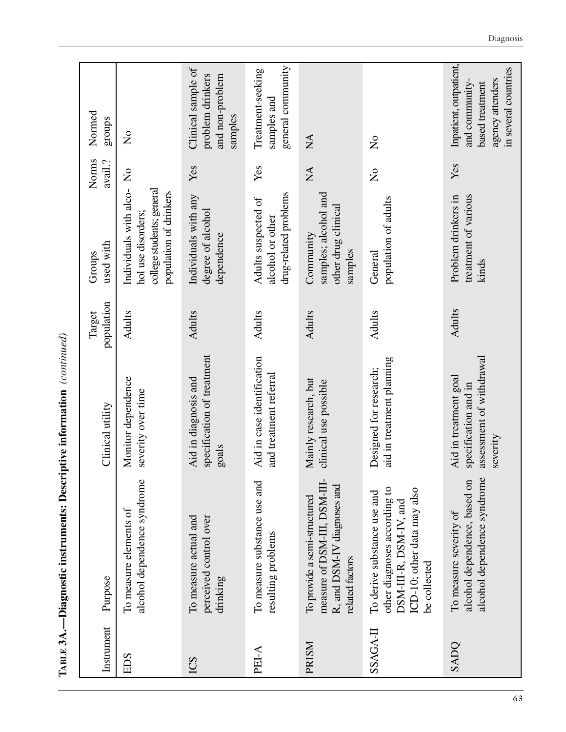**Table 3A.—Diagnostic instruments: Descriptive information** *(continued)*

| Instrument | Purpose | Clinical utility | Target population | Groups used with | Norms avail.? | Normed groups |
|---|---|---|---|---|---|---|
| EDS | To measure elements of alcohol dependence syndrome | Monitor dependence severity over time | Adults | Individuals with alcohol use disorders; college students; general population of drinkers | No | No |
| ICS | To measure actual and perceived control over drinking | Aid in diagnosis and specification of treatment goals | Adults | Individuals with any degree of alcohol dependence | Yes | Clinical sample of problem drinkers and non-problem samples |
| PEI-A | To measure substance use and resulting problems | Aid in case identification and treatment referral | Adults | Adults suspected of alcohol or other drug-related problems | Yes | Treatment-seeking samples and general community |
| PRISM | To provide a semi-structured measure of DSM-III, DSM-III-R, and DSM-IV diagnoses and related factors | Mainly research, but clinical use possible | Adults | Community samples; alcohol and other drug clinical samples | NA | NA |
| SSAGA-II | To derive substance use and other diagnoses according to DSM-III-R, DSM-IV, and ICD-10; other data may also be collected | Designed for research; aid in treatment planning | Adults | General population of adults | No | No |
| SADQ | To measure severity of alcohol dependence, based on alcohol dependence syndrome | Aid in treatment goal specification and in assessment of withdrawal severity | Adults | Problem drinkers in treatment of various kinds | Yes | Inpatient, outpatient, and community-based treatment agency attenders in several countries |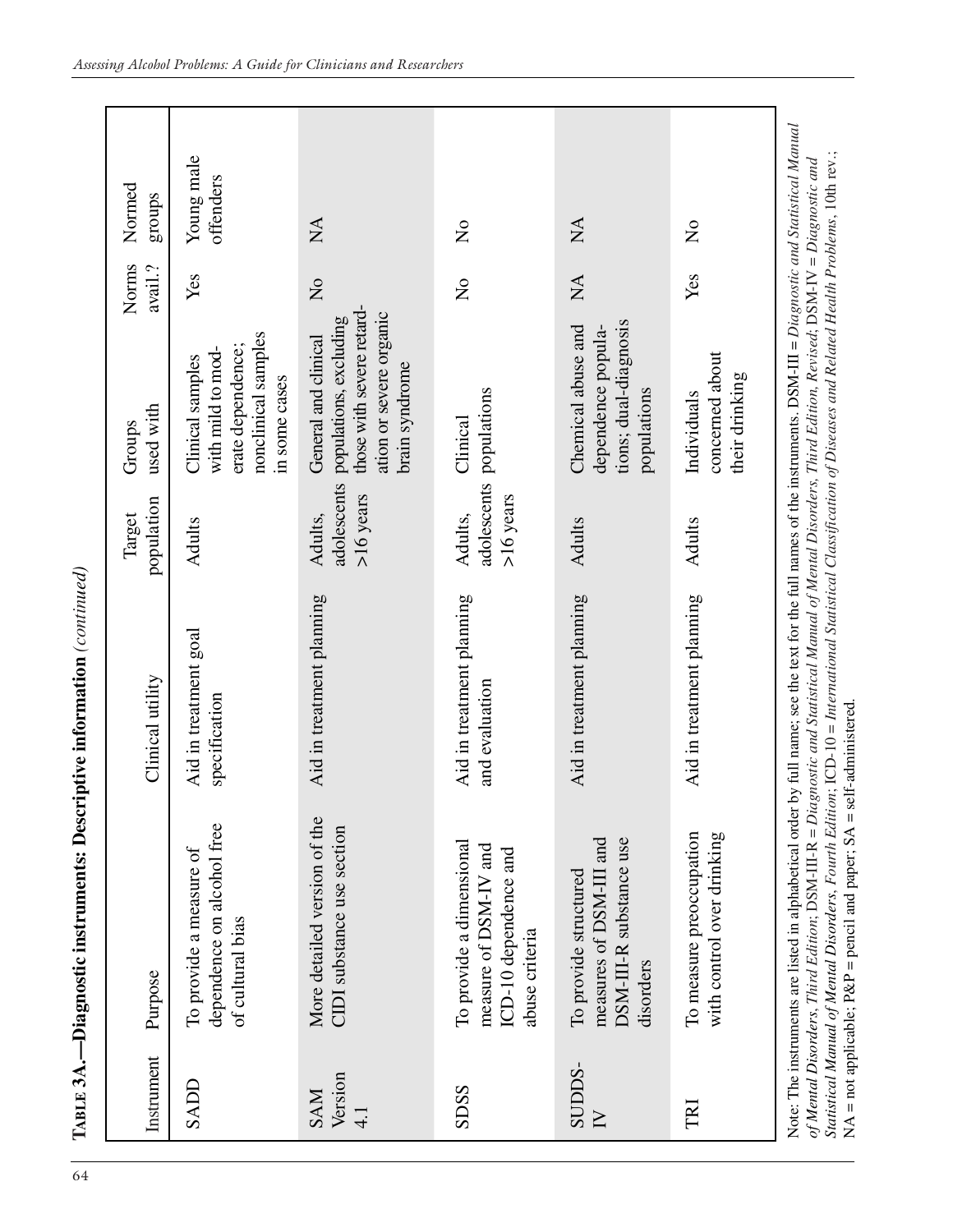**TABLE 3A.—Diagnostic instruments: Descriptive information** *(continued)*

| Instrument | Purpose | Clinical utility | Target population | Groups used with | Norms avail.? | Normed groups |
|---|---|---|---|---|---|---|
| SADD | To provide a measure of dependence on alcohol free of cultural bias | Aid in treatment goal specification | Adults | Clinical samples with mild to moderate dependence; nonclinical samples in some cases | Yes | Young male offenders |
| SAM Version 4.1 | More detailed version of the CIDI substance use section | Aid in treatment planning | Adults, adolescents >16 years | General and clinical populations, excluding those with severe retardation or severe organic brain syndrome | No | NA |
| SDSS | To provide a dimensional measure of DSM-IV and ICD-10 dependence and abuse criteria | Aid in treatment planning and evaluation | Adults, adolescents >16 years | Clinical populations | No | No |
| SUDDS-IV | To provide structured measures of DSM-III and DSM-III-R substance use disorders | Aid in treatment planning | Adults | Chemical abuse and dependence populations; dual-diagnosis populations | NA | NA |
| TRI | To measure preoccupation with control over drinking | Aid in treatment planning | Adults | Individuals concerned about their drinking | Yes | No |

Note: The instruments are listed in alphabetical order by full name; see the text for the full names of the instruments. DSM-III = *Diagnostic and Statistical Manual of Mental Disorders, Third Edition*; DSM-III-R = *Diagnostic and Statistical Manual of Mental Disorders, Third Edition, Revised*; DSM-IV = *Diagnostic and Statistical Manual of Mental Disorders, Fourth Edition*; ICD-10 = *International Statistical Classification of Diseases and Related Health Problems*, 10th rev.; NA = not applicable; P&P = pencil and paper; SA = self-administered.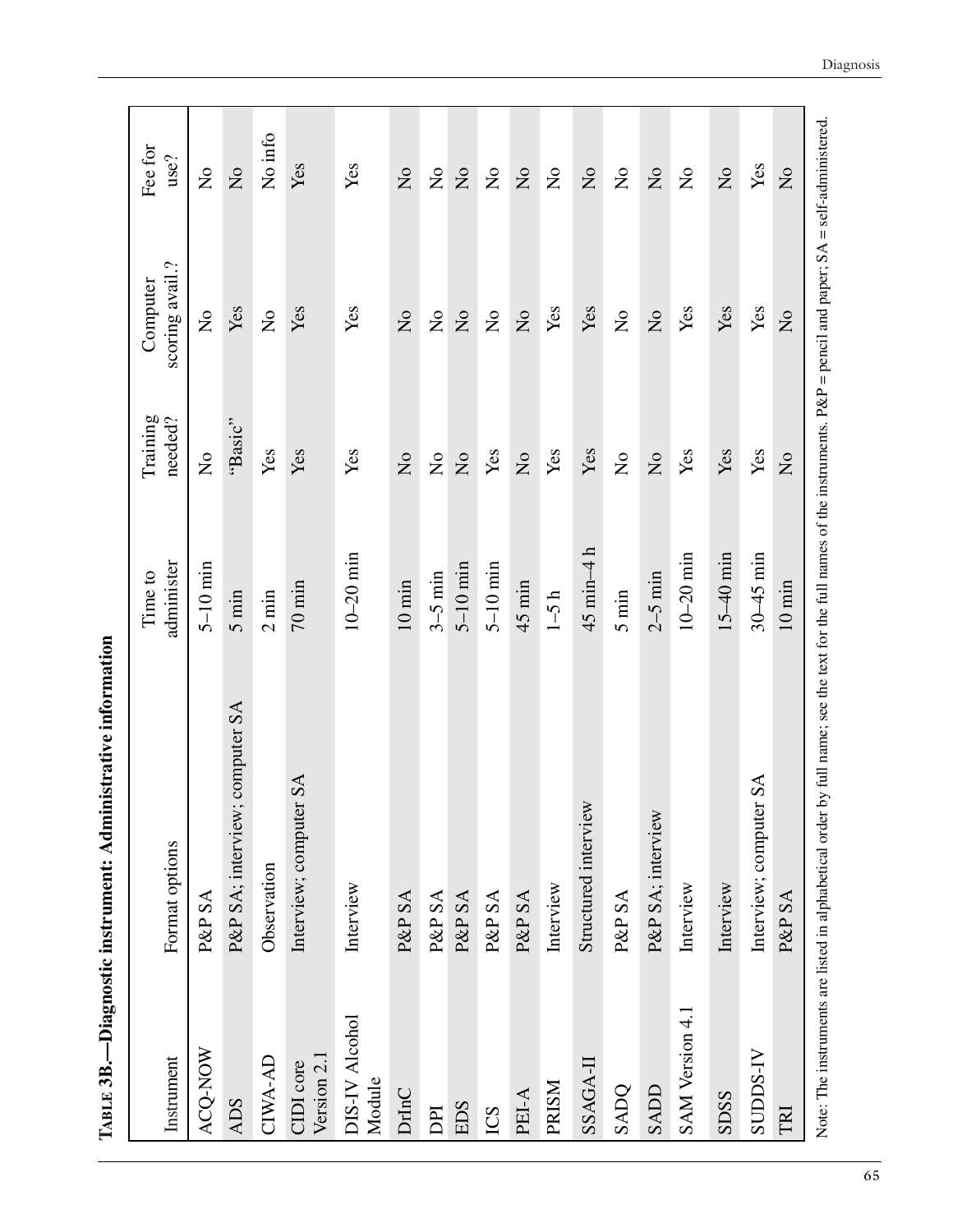**Table 3B.—Diagnostic instrument: Administrative information**

| Instrument | Format options | Time to administer | Training needed? | Computer scoring avail.? | Fee for use? |
|---|---|---|---|---|---|
| ACQ-NOW | P&P SA | 5–10 min | No | No | No |
| ADS | P&P SA; interview; computer SA | 5 min | "Basic" | Yes | No |
| CIWA-AD | Observation | 2 min | Yes | No | No info |
| CIDI core Version 2.1 | Interview; computer SA | 70 min | Yes | Yes | Yes |
| DIS-IV Alcohol Module | Interview | 10–20 min | Yes | Yes | Yes |
| DrInC | P&P SA | 10 min | No | No | No |
| DPI | P&P SA | 3–5 min | No | No | No |
| EDS | P&P SA | 5–10 min | No | No | No |
| ICS | P&P SA | 5–10 min | Yes | No | No |
| PEI-A | P&P SA | 45 min | No | No | No |
| PRISM | Interview | 1–5 h | Yes | Yes | No |
| SSAGA-II | Structured interview | 45 min–4 h | Yes | Yes | No |
| SADQ | P&P SA | 5 min | No | No | No |
| SADD | P&P SA; interview | 2–5 min | No | No | No |
| SAM Version 4.1 | Interview | 10–20 min | Yes | Yes | No |
| SDSS | Interview | 15–40 min | Yes | Yes | No |
| SUDDS-IV | Interview; computer SA | 30–45 min | Yes | Yes | Yes |
| TRI | P&P SA | 10 min | No | No | No |

Note: The instruments are listed in alphabetical order by full name; see the text for the full names of the instruments. P&P = pencil and paper; SA = self-administered.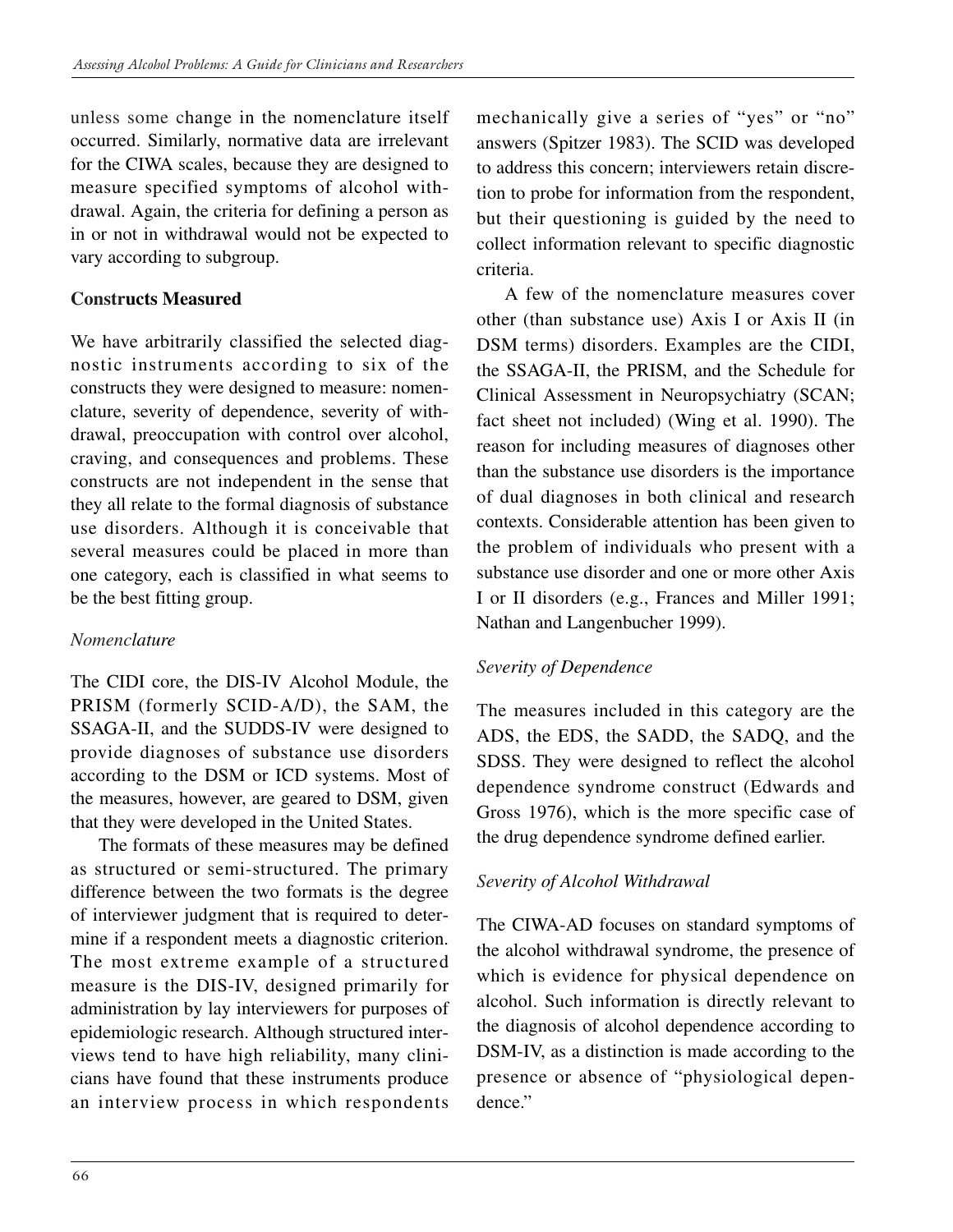unless some change in the nomenclature itself occurred. Similarly, normative data are irrelevant for the CIWA scales, because they are designed to measure specified symptoms of alcohol withdrawal. Again, the criteria for defining a person as in or not in withdrawal would not be expected to vary according to subgroup.

## Constructs Measured

We have arbitrarily classified the selected diagnostic instruments according to six of the constructs they were designed to measure: nomenclature, severity of dependence, severity of withdrawal, preoccupation with control over alcohol, craving, and consequences and problems. These constructs are not independent in the sense that they all relate to the formal diagnosis of substance use disorders. Although it is conceivable that several measures could be placed in more than one category, each is classified in what seems to be the best fitting group.

### *Nomenclature*

The CIDI core, the DIS-IV Alcohol Module, the PRISM (formerly SCID-A/D), the SAM, the SSAGA-II, and the SUDDS-IV were designed to provide diagnoses of substance use disorders according to the DSM or ICD systems. Most of the measures, however, are geared to DSM, given that they were developed in the United States.

The formats of these measures may be defined as structured or semi-structured. The primary difference between the two formats is the degree of interviewer judgment that is required to determine if a respondent meets a diagnostic criterion. The most extreme example of a structured measure is the DIS-IV, designed primarily for administration by lay interviewers for purposes of epidemiologic research. Although structured interviews tend to have high reliability, many clinicians have found that these instruments produce an interview process in which respondents mechanically give a series of "yes" or "no" answers (Spitzer 1983). The SCID was developed to address this concern; interviewers retain discretion to probe for information from the respondent, but their questioning is guided by the need to collect information relevant to specific diagnostic criteria.

A few of the nomenclature measures cover other (than substance use) Axis I or Axis II (in DSM terms) disorders. Examples are the CIDI, the SSAGA-II, the PRISM, and the Schedule for Clinical Assessment in Neuropsychiatry (SCAN; fact sheet not included) (Wing et al. 1990). The reason for including measures of diagnoses other than the substance use disorders is the importance of dual diagnoses in both clinical and research contexts. Considerable attention has been given to the problem of individuals who present with a substance use disorder and one or more other Axis I or II disorders (e.g., Frances and Miller 1991; Nathan and Langenbucher 1999).

### *Severity of Dependence*

The measures included in this category are the ADS, the EDS, the SADD, the SADQ, and the SDSS. They were designed to reflect the alcohol dependence syndrome construct (Edwards and Gross 1976), which is the more specific case of the drug dependence syndrome defined earlier.

### *Severity of Alcohol Withdrawal*

The CIWA-AD focuses on standard symptoms of the alcohol withdrawal syndrome, the presence of which is evidence for physical dependence on alcohol. Such information is directly relevant to the diagnosis of alcohol dependence according to DSM-IV, as a distinction is made according to the presence or absence of "physiological dependence."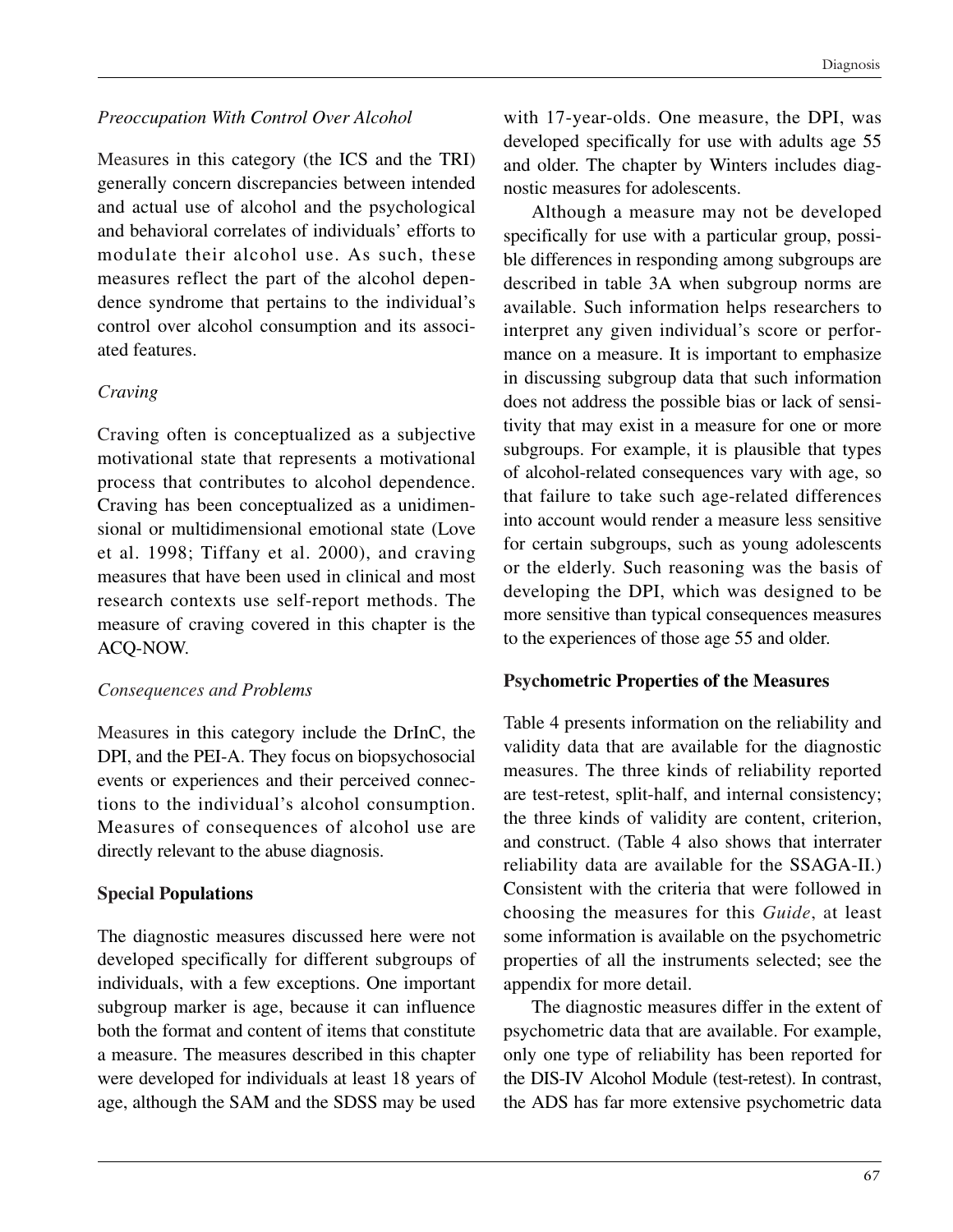*Preoccupation With Control Over Alcohol*

Measures in this category (the ICS and the TRI) generally concern discrepancies between intended and actual use of alcohol and the psychological and behavioral correlates of individuals' efforts to modulate their alcohol use. As such, these measures reflect the part of the alcohol dependence syndrome that pertains to the individual's control over alcohol consumption and its associated features.

*Craving*

Craving often is conceptualized as a subjective motivational state that represents a motivational process that contributes to alcohol dependence. Craving has been conceptualized as a unidimensional or multidimensional emotional state (Love et al. 1998; Tiffany et al. 2000), and craving measures that have been used in clinical and most research contexts use self-report methods. The measure of craving covered in this chapter is the ACQ-NOW.

*Consequences and Problems*

Measures in this category include the DrInC, the DPI, and the PEI-A. They focus on biopsychosocial events or experiences and their perceived connections to the individual's alcohol consumption. Measures of consequences of alcohol use are directly relevant to the abuse diagnosis.

**Special Populations**

The diagnostic measures discussed here were not developed specifically for different subgroups of individuals, with a few exceptions. One important subgroup marker is age, because it can influence both the format and content of items that constitute a measure. The measures described in this chapter were developed for individuals at least 18 years of age, although the SAM and the SDSS may be used with 17-year-olds. One measure, the DPI, was developed specifically for use with adults age 55 and older. The chapter by Winters includes diagnostic measures for adolescents.

Although a measure may not be developed specifically for use with a particular group, possible differences in responding among subgroups are described in table 3A when subgroup norms are available. Such information helps researchers to interpret any given individual's score or performance on a measure. It is important to emphasize in discussing subgroup data that such information does not address the possible bias or lack of sensitivity that may exist in a measure for one or more subgroups. For example, it is plausible that types of alcohol-related consequences vary with age, so that failure to take such age-related differences into account would render a measure less sensitive for certain subgroups, such as young adolescents or the elderly. Such reasoning was the basis of developing the DPI, which was designed to be more sensitive than typical consequences measures to the experiences of those age 55 and older.

**Psychometric Properties of the Measures**

Table 4 presents information on the reliability and validity data that are available for the diagnostic measures. The three kinds of reliability reported are test-retest, split-half, and internal consistency; the three kinds of validity are content, criterion, and construct. (Table 4 also shows that interrater reliability data are available for the SSAGA-II.) Consistent with the criteria that were followed in choosing the measures for this *Guide*, at least some information is available on the psychometric properties of all the instruments selected; see the appendix for more detail.

The diagnostic measures differ in the extent of psychometric data that are available. For example, only one type of reliability has been reported for the DIS-IV Alcohol Module (test-retest). In contrast, the ADS has far more extensive psychometric data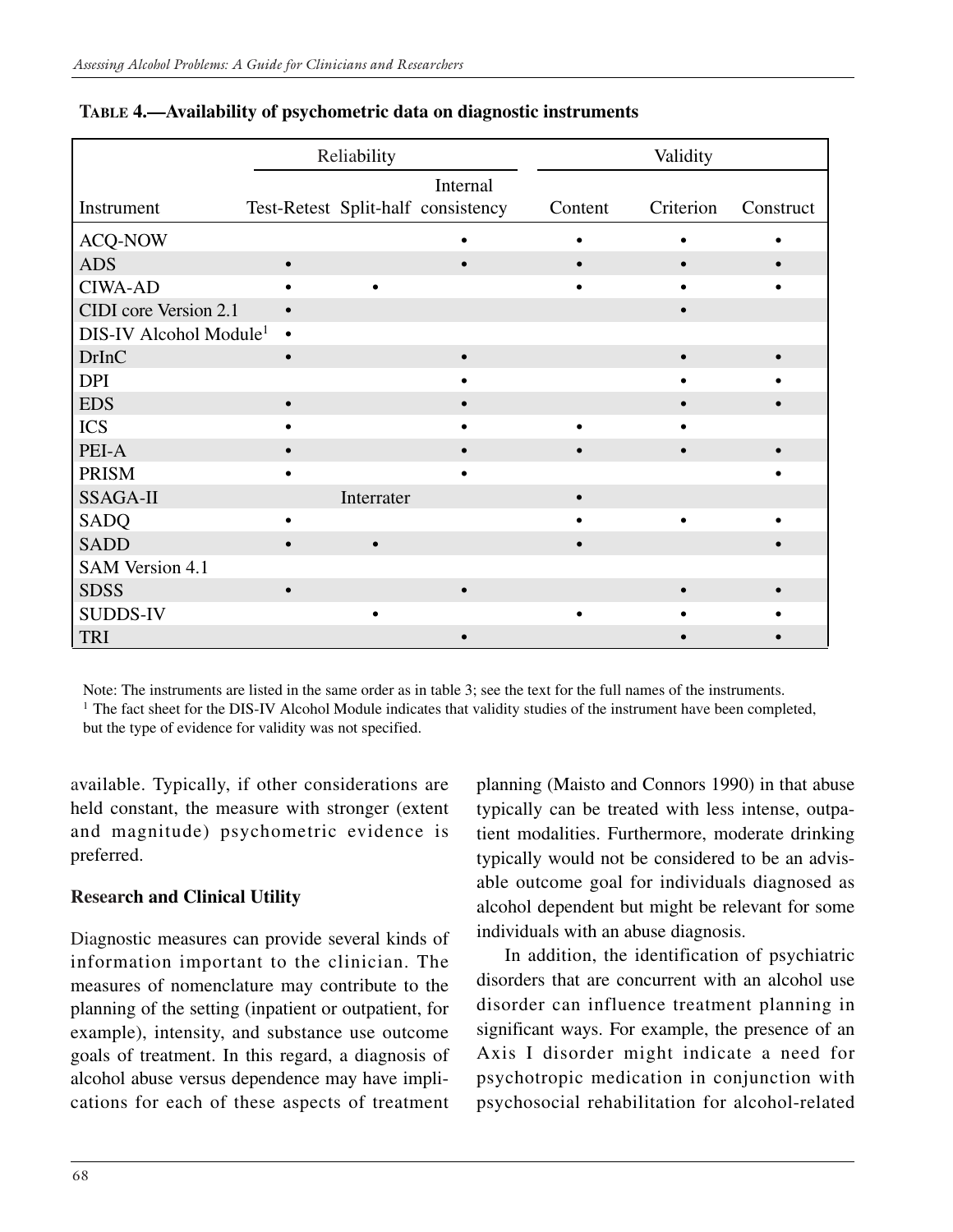**Table 4.—Availability of psychometric data on diagnostic instruments**

| Instrument | Reliability | | | Validity | | |
|---|---|---|---|---|---|---|
| | Test-Retest | Split-half | Internal consistency | Content | Criterion | Construct |
| ACQ-NOW | | | • | • | • | • |
| ADS | • | | • | • | • | • |
| CIWA-AD | • | • | | • | • | • |
| CIDI core Version 2.1 | • | | | | • | |
| DIS-IV Alcohol Module[1] | • | | | | | |
| DrInC | • | | • | | • | • |
| DPI | | | • | | • | • |
| EDS | • | | • | | • | • |
| ICS | • | | • | • | • | |
| PEI-A | • | | • | • | • | • |
| PRISM | • | | • | | | • |
| SSAGA-II | | Interrater | | • | | |
| SADQ | • | | | • | • | • |
| SADD | • | • | | • | | • |
| SAM Version 4.1 | | | | | | |
| SDSS | • | | • | | • | • |
| SUDDS-IV | | • | | • | • | • |
| TRI | | | • | | • | • |

Note: The instruments are listed in the same order as in table 3; see the text for the full names of the instruments.
[1] The fact sheet for the DIS-IV Alcohol Module indicates that validity studies of the instrument have been completed, but the type of evidence for validity was not specified.

available. Typically, if other considerations are held constant, the measure with stronger (extent and magnitude) psychometric evidence is preferred.

### Research and Clinical Utility

Diagnostic measures can provide several kinds of information important to the clinician. The measures of nomenclature may contribute to the planning of the setting (inpatient or outpatient, for example), intensity, and substance use outcome goals of treatment. In this regard, a diagnosis of alcohol abuse versus dependence may have implications for each of these aspects of treatment planning (Maisto and Connors 1990) in that abuse typically can be treated with less intense, outpatient modalities. Furthermore, moderate drinking typically would not be considered to be an advisable outcome goal for individuals diagnosed as alcohol dependent but might be relevant for some individuals with an abuse diagnosis.

In addition, the identification of psychiatric disorders that are concurrent with an alcohol use disorder can influence treatment planning in significant ways. For example, the presence of an Axis I disorder might indicate a need for psychotropic medication in conjunction with psychosocial rehabilitation for alcohol-related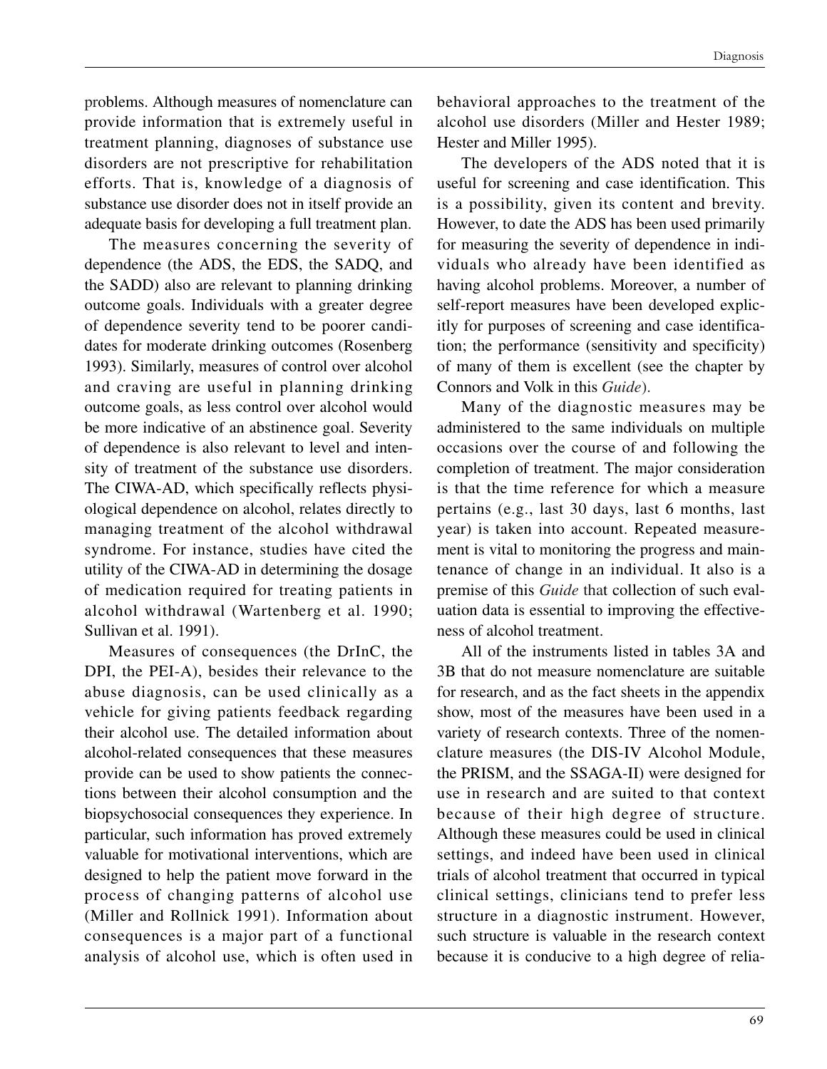problems. Although measures of nomenclature can provide information that is extremely useful in treatment planning, diagnoses of substance use disorders are not prescriptive for rehabilitation efforts. That is, knowledge of a diagnosis of substance use disorder does not in itself provide an adequate basis for developing a full treatment plan.

The measures concerning the severity of dependence (the ADS, the EDS, the SADQ, and the SADD) also are relevant to planning drinking outcome goals. Individuals with a greater degree of dependence severity tend to be poorer candidates for moderate drinking outcomes (Rosenberg 1993). Similarly, measures of control over alcohol and craving are useful in planning drinking outcome goals, as less control over alcohol would be more indicative of an abstinence goal. Severity of dependence is also relevant to level and intensity of treatment of the substance use disorders. The CIWA-AD, which specifically reflects physiological dependence on alcohol, relates directly to managing treatment of the alcohol withdrawal syndrome. For instance, studies have cited the utility of the CIWA-AD in determining the dosage of medication required for treating patients in alcohol withdrawal (Wartenberg et al. 1990; Sullivan et al. 1991).

Measures of consequences (the DrInC, the DPI, the PEI-A), besides their relevance to the abuse diagnosis, can be used clinically as a vehicle for giving patients feedback regarding their alcohol use. The detailed information about alcohol-related consequences that these measures provide can be used to show patients the connections between their alcohol consumption and the biopsychosocial consequences they experience. In particular, such information has proved extremely valuable for motivational interventions, which are designed to help the patient move forward in the process of changing patterns of alcohol use (Miller and Rollnick 1991). Information about consequences is a major part of a functional analysis of alcohol use, which is often used in behavioral approaches to the treatment of the alcohol use disorders (Miller and Hester 1989; Hester and Miller 1995).

The developers of the ADS noted that it is useful for screening and case identification. This is a possibility, given its content and brevity. However, to date the ADS has been used primarily for measuring the severity of dependence in individuals who already have been identified as having alcohol problems. Moreover, a number of self-report measures have been developed explicitly for purposes of screening and case identification; the performance (sensitivity and specificity) of many of them is excellent (see the chapter by Connors and Volk in this *Guide*).

Many of the diagnostic measures may be administered to the same individuals on multiple occasions over the course of and following the completion of treatment. The major consideration is that the time reference for which a measure pertains (e.g., last 30 days, last 6 months, last year) is taken into account. Repeated measurement is vital to monitoring the progress and maintenance of change in an individual. It also is a premise of this *Guide* that collection of such evaluation data is essential to improving the effectiveness of alcohol treatment.

All of the instruments listed in tables 3A and 3B that do not measure nomenclature are suitable for research, and as the fact sheets in the appendix show, most of the measures have been used in a variety of research contexts. Three of the nomenclature measures (the DIS-IV Alcohol Module, the PRISM, and the SSAGA-II) were designed for use in research and are suited to that context because of their high degree of structure. Although these measures could be used in clinical settings, and indeed have been used in clinical trials of alcohol treatment that occurred in typical clinical settings, clinicians tend to prefer less structure in a diagnostic instrument. However, such structure is valuable in the research context because it is conducive to a high degree of relia-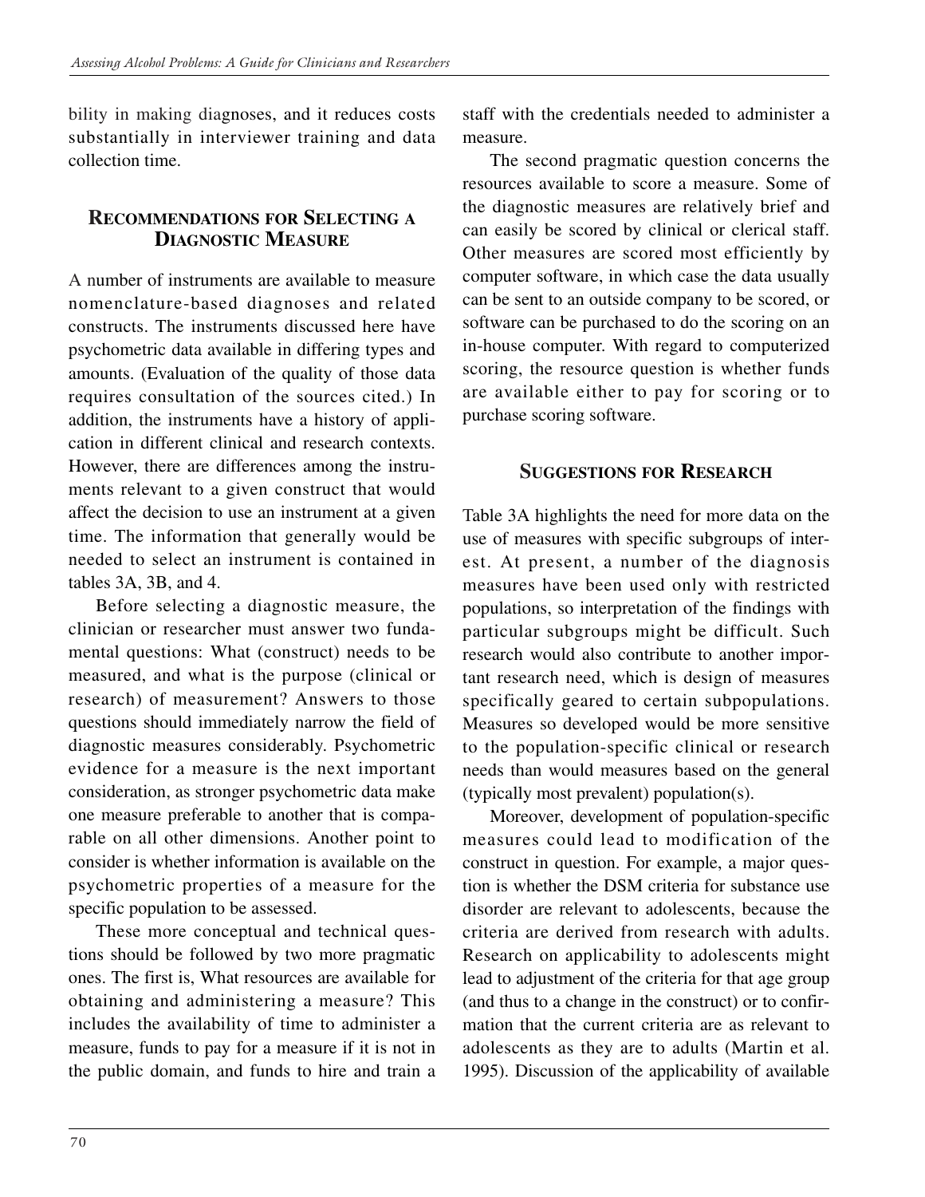bility in making diagnoses, and it reduces costs substantially in interviewer training and data collection time.

## Recommendations for Selecting a Diagnostic Measure

A number of instruments are available to measure nomenclature-based diagnoses and related constructs. The instruments discussed here have psychometric data available in differing types and amounts. (Evaluation of the quality of those data requires consultation of the sources cited.) In addition, the instruments have a history of application in different clinical and research contexts. However, there are differences among the instruments relevant to a given construct that would affect the decision to use an instrument at a given time. The information that generally would be needed to select an instrument is contained in tables 3A, 3B, and 4.

Before selecting a diagnostic measure, the clinician or researcher must answer two fundamental questions: What (construct) needs to be measured, and what is the purpose (clinical or research) of measurement? Answers to those questions should immediately narrow the field of diagnostic measures considerably. Psychometric evidence for a measure is the next important consideration, as stronger psychometric data make one measure preferable to another that is comparable on all other dimensions. Another point to consider is whether information is available on the psychometric properties of a measure for the specific population to be assessed.

These more conceptual and technical questions should be followed by two more pragmatic ones. The first is, What resources are available for obtaining and administering a measure? This includes the availability of time to administer a measure, funds to pay for a measure if it is not in the public domain, and funds to hire and train a staff with the credentials needed to administer a measure.

The second pragmatic question concerns the resources available to score a measure. Some of the diagnostic measures are relatively brief and can easily be scored by clinical or clerical staff. Other measures are scored most efficiently by computer software, in which case the data usually can be sent to an outside company to be scored, or software can be purchased to do the scoring on an in-house computer. With regard to computerized scoring, the resource question is whether funds are available either to pay for scoring or to purchase scoring software.

## Suggestions for Research

Table 3A highlights the need for more data on the use of measures with specific subgroups of interest. At present, a number of the diagnosis measures have been used only with restricted populations, so interpretation of the findings with particular subgroups might be difficult. Such research would also contribute to another important research need, which is design of measures specifically geared to certain subpopulations. Measures so developed would be more sensitive to the population-specific clinical or research needs than would measures based on the general (typically most prevalent) population(s).

Moreover, development of population-specific measures could lead to modification of the construct in question. For example, a major question is whether the DSM criteria for substance use disorder are relevant to adolescents, because the criteria are derived from research with adults. Research on applicability to adolescents might lead to adjustment of the criteria for that age group (and thus to a change in the construct) or to confirmation that the current criteria are as relevant to adolescents as they are to adults (Martin et al. 1995). Discussion of the applicability of available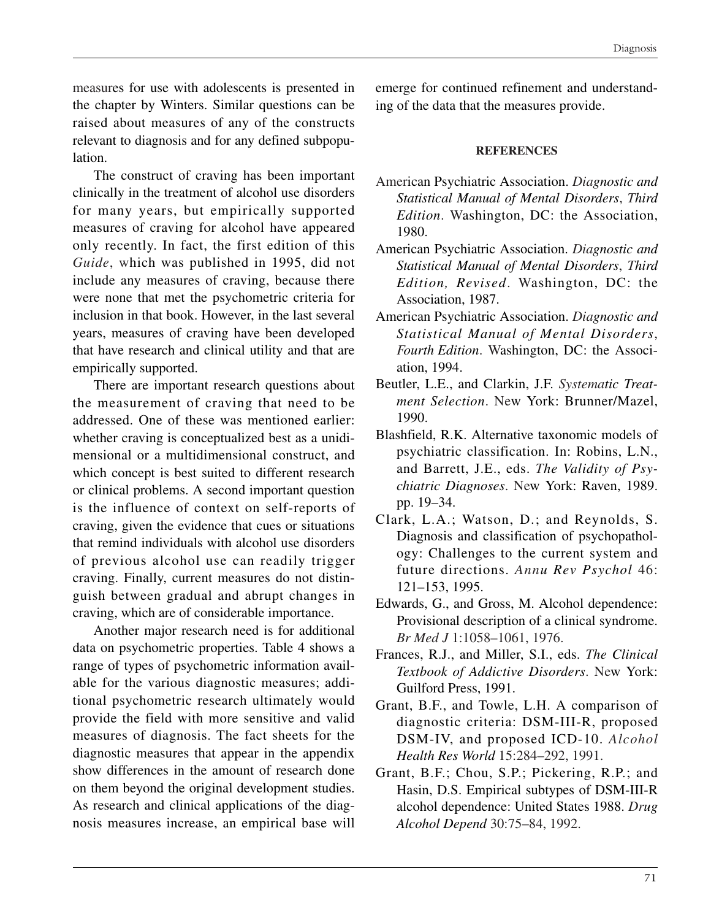measures for use with adolescents is presented in the chapter by Winters. Similar questions can be raised about measures of any of the constructs relevant to diagnosis and for any defined subpopulation.

The construct of craving has been important clinically in the treatment of alcohol use disorders for many years, but empirically supported measures of craving for alcohol have appeared only recently. In fact, the first edition of this *Guide*, which was published in 1995, did not include any measures of craving, because there were none that met the psychometric criteria for inclusion in that book. However, in the last several years, measures of craving have been developed that have research and clinical utility and that are empirically supported.

There are important research questions about the measurement of craving that need to be addressed. One of these was mentioned earlier: whether craving is conceptualized best as a unidimensional or a multidimensional construct, and which concept is best suited to different research or clinical problems. A second important question is the influence of context on self-reports of craving, given the evidence that cues or situations that remind individuals with alcohol use disorders of previous alcohol use can readily trigger craving. Finally, current measures do not distinguish between gradual and abrupt changes in craving, which are of considerable importance.

Another major research need is for additional data on psychometric properties. Table 4 shows a range of types of psychometric information available for the various diagnostic measures; additional psychometric research ultimately would provide the field with more sensitive and valid measures of diagnosis. The fact sheets for the diagnostic measures that appear in the appendix show differences in the amount of research done on them beyond the original development studies. As research and clinical applications of the diagnosis measures increase, an empirical base will emerge for continued refinement and understanding of the data that the measures provide.

## REFERENCES

American Psychiatric Association. *Diagnostic and Statistical Manual of Mental Disorders*, *Third Edition*. Washington, DC: the Association, 1980.

American Psychiatric Association. *Diagnostic and Statistical Manual of Mental Disorders*, *Third Edition, Revised*. Washington, DC: the Association, 1987.

American Psychiatric Association. *Diagnostic and Statistical Manual of Mental Disorders*, *Fourth Edition*. Washington, DC: the Association, 1994.

Beutler, L.E., and Clarkin, J.F. *Systematic Treatment Selection*. New York: Brunner/Mazel, 1990.

Blashfield, R.K. Alternative taxonomic models of psychiatric classification. In: Robins, L.N., and Barrett, J.E., eds. *The Validity of Psychiatric Diagnoses*. New York: Raven, 1989. pp. 19–34.

Clark, L.A.; Watson, D.; and Reynolds, S. Diagnosis and classification of psychopathology: Challenges to the current system and future directions. *Annu Rev Psychol* 46: 121–153, 1995.

Edwards, G., and Gross, M. Alcohol dependence: Provisional description of a clinical syndrome. *Br Med J* 1:1058–1061, 1976.

Frances, R.J., and Miller, S.I., eds. *The Clinical Textbook of Addictive Disorders*. New York: Guilford Press, 1991.

Grant, B.F., and Towle, L.H. A comparison of diagnostic criteria: DSM-III-R, proposed DSM-IV, and proposed ICD-10. *Alcohol Health Res World* 15:284–292, 1991.

Grant, B.F.; Chou, S.P.; Pickering, R.P.; and Hasin, D.S. Empirical subtypes of DSM-III-R alcohol dependence: United States 1988. *Drug Alcohol Depend* 30:75–84, 1992.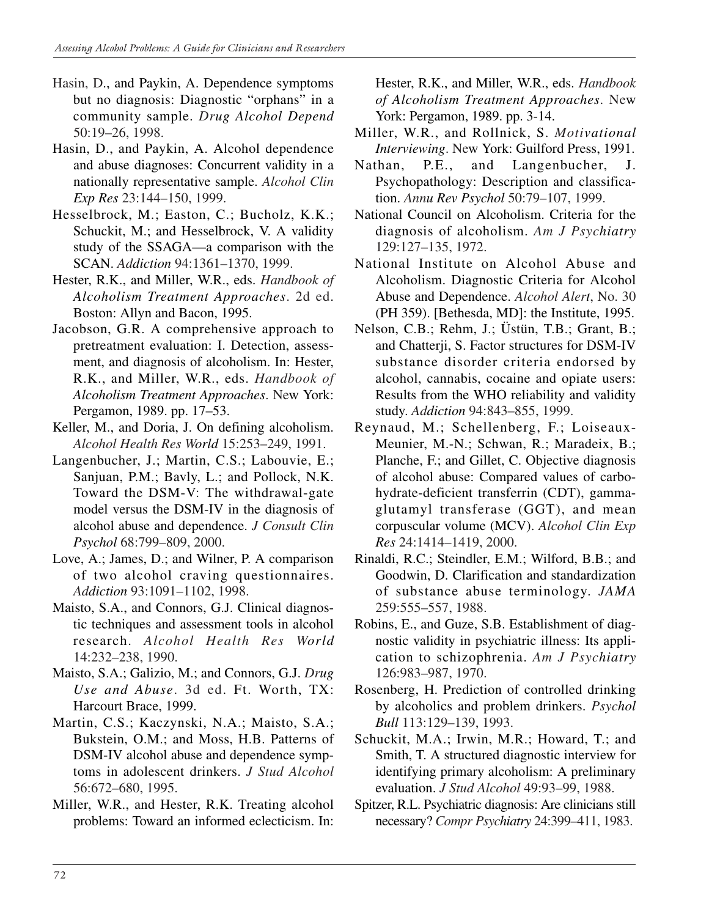Hasin, D., and Paykin, A. Dependence symptoms but no diagnosis: Diagnostic "orphans" in a community sample. *Drug Alcohol Depend* 50:19–26, 1998.

Hasin, D., and Paykin, A. Alcohol dependence and abuse diagnoses: Concurrent validity in a nationally representative sample. *Alcohol Clin Exp Res* 23:144–150, 1999.

Hesselbrock, M.; Easton, C.; Bucholz, K.K.; Schuckit, M.; and Hesselbrock, V. A validity study of the SSAGA—a comparison with the SCAN. *Addiction* 94:1361–1370, 1999.

Hester, R.K., and Miller, W.R., eds. *Handbook of Alcoholism Treatment Approaches*. 2d ed. Boston: Allyn and Bacon, 1995.

Jacobson, G.R. A comprehensive approach to pretreatment evaluation: I. Detection, assessment, and diagnosis of alcoholism. In: Hester, R.K., and Miller, W.R., eds. *Handbook of Alcoholism Treatment Approaches*. New York: Pergamon, 1989. pp. 17–53.

Keller, M., and Doria, J. On defining alcoholism. *Alcohol Health Res World* 15:253–249, 1991.

Langenbucher, J.; Martin, C.S.; Labouvie, E.; Sanjuan, P.M.; Bavly, L.; and Pollock, N.K. Toward the DSM-V: The withdrawal-gate model versus the DSM-IV in the diagnosis of alcohol abuse and dependence. *J Consult Clin Psychol* 68:799–809, 2000.

Love, A.; James, D.; and Wilner, P. A comparison of two alcohol craving questionnaires. *Addiction* 93:1091–1102, 1998.

Maisto, S.A., and Connors, G.J. Clinical diagnostic techniques and assessment tools in alcohol research. *Alcohol Health Res World* 14:232–238, 1990.

Maisto, S.A.; Galizio, M.; and Connors, G.J. *Drug Use and Abuse*. 3d ed. Ft. Worth, TX: Harcourt Brace, 1999.

Martin, C.S.; Kaczynski, N.A.; Maisto, S.A.; Bukstein, O.M.; and Moss, H.B. Patterns of DSM-IV alcohol abuse and dependence symptoms in adolescent drinkers. *J Stud Alcohol* 56:672–680, 1995.

Miller, W.R., and Hester, R.K. Treating alcohol problems: Toward an informed eclecticism. In: Hester, R.K., and Miller, W.R., eds. *Handbook of Alcoholism Treatment Approaches*. New York: Pergamon, 1989. pp. 3-14.

Miller, W.R., and Rollnick, S. *Motivational Interviewing*. New York: Guilford Press, 1991.

Nathan, P.E., and Langenbucher, J. Psychopathology: Description and classification. *Annu Rev Psychol* 50:79–107, 1999.

National Council on Alcoholism. Criteria for the diagnosis of alcoholism. *Am J Psychiatry* 129:127–135, 1972.

National Institute on Alcohol Abuse and Alcoholism. Diagnostic Criteria for Alcohol Abuse and Dependence. *Alcohol Alert*, No. 30 (PH 359). [Bethesda, MD]: the Institute, 1995.

Nelson, C.B.; Rehm, J.; Üstün, T.B.; Grant, B.; and Chatterji, S. Factor structures for DSM-IV substance disorder criteria endorsed by alcohol, cannabis, cocaine and opiate users: Results from the WHO reliability and validity study. *Addiction* 94:843–855, 1999.

Reynaud, M.; Schellenberg, F.; Loiseaux-Meunier, M.-N.; Schwan, R.; Maradeix, B.; Planche, F.; and Gillet, C. Objective diagnosis of alcohol abuse: Compared values of carbohydrate-deficient transferrin (CDT), gamma-glutamyl transferase (GGT), and mean corpuscular volume (MCV). *Alcohol Clin Exp Res* 24:1414–1419, 2000.

Rinaldi, R.C.; Steindler, E.M.; Wilford, B.B.; and Goodwin, D. Clarification and standardization of substance abuse terminology. *JAMA* 259:555–557, 1988.

Robins, E., and Guze, S.B. Establishment of diagnostic validity in psychiatric illness: Its application to schizophrenia. *Am J Psychiatry* 126:983–987, 1970.

Rosenberg, H. Prediction of controlled drinking by alcoholics and problem drinkers. *Psychol Bull* 113:129–139, 1993.

Schuckit, M.A.; Irwin, M.R.; Howard, T.; and Smith, T. A structured diagnostic interview for identifying primary alcoholism: A preliminary evaluation. *J Stud Alcohol* 49:93–99, 1988.

Spitzer, R.L. Psychiatric diagnosis: Are clinicians still necessary? *Compr Psychiatry* 24:399–411, 1983.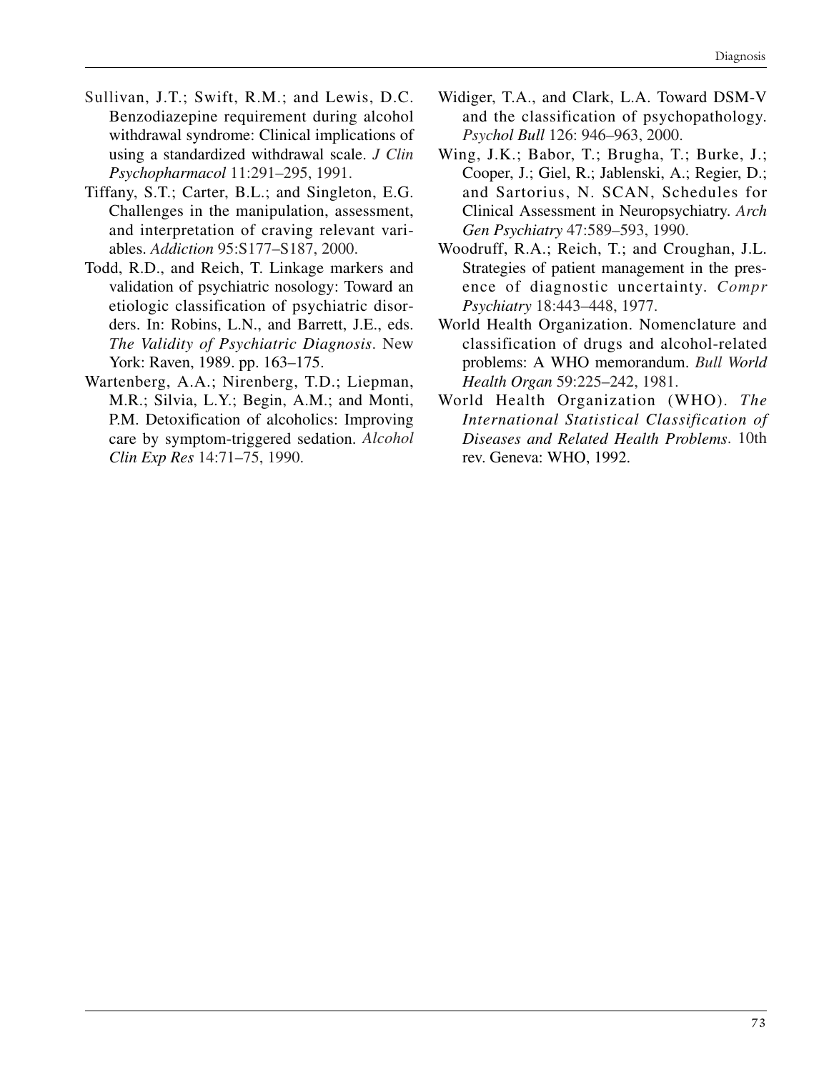Sullivan, J.T.; Swift, R.M.; and Lewis, D.C. Benzodiazepine requirement during alcohol withdrawal syndrome: Clinical implications of using a standardized withdrawal scale. *J Clin Psychopharmacol* 11:291–295, 1991.

Tiffany, S.T.; Carter, B.L.; and Singleton, E.G. Challenges in the manipulation, assessment, and interpretation of craving relevant variables. *Addiction* 95:S177–S187, 2000.

Todd, R.D., and Reich, T. Linkage markers and validation of psychiatric nosology: Toward an etiologic classification of psychiatric disorders. In: Robins, L.N., and Barrett, J.E., eds. *The Validity of Psychiatric Diagnosis*. New York: Raven, 1989. pp. 163–175.

Wartenberg, A.A.; Nirenberg, T.D.; Liepman, M.R.; Silvia, L.Y.; Begin, A.M.; and Monti, P.M. Detoxification of alcoholics: Improving care by symptom-triggered sedation. *Alcohol Clin Exp Res* 14:71–75, 1990.

Widiger, T.A., and Clark, L.A. Toward DSM-V and the classification of psychopathology. *Psychol Bull* 126: 946–963, 2000.

Wing, J.K.; Babor, T.; Brugha, T.; Burke, J.; Cooper, J.; Giel, R.; Jablenski, A.; Regier, D.; and Sartorius, N. SCAN, Schedules for Clinical Assessment in Neuropsychiatry. *Arch Gen Psychiatry* 47:589–593, 1990.

Woodruff, R.A.; Reich, T.; and Croughan, J.L. Strategies of patient management in the presence of diagnostic uncertainty. *Compr Psychiatry* 18:443–448, 1977.

World Health Organization. Nomenclature and classification of drugs and alcohol-related problems: A WHO memorandum. *Bull World Health Organ* 59:225–242, 1981.

World Health Organization (WHO). *The International Statistical Classification of Diseases and Related Health Problems*. 10th rev. Geneva: WHO, 1992.